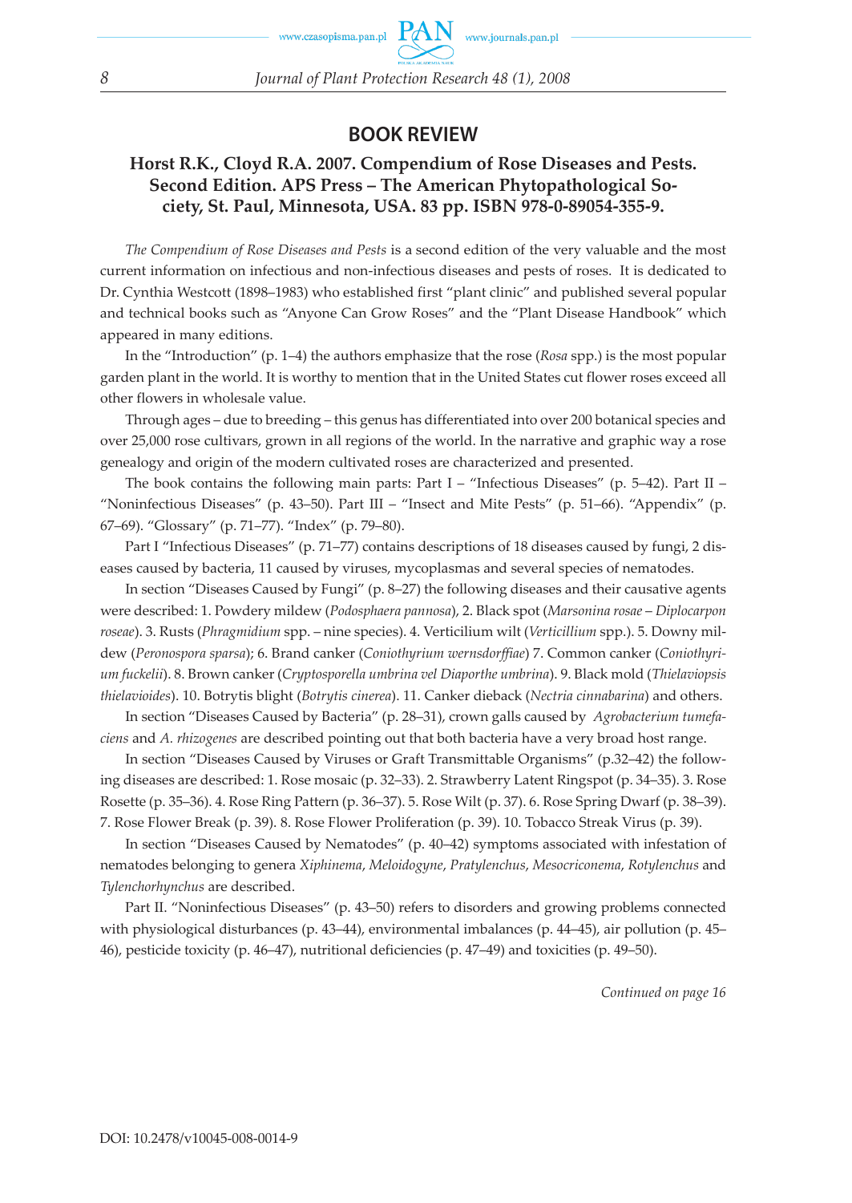## BOOK REVIEW

### Horst R.K., Cloyd R.A. 2007. Compendium of Rose Diseases and Pests. Second Edition. APS Press – The American Phytopathological Society, St. Paul, Minnesota, USA. 83 pp. ISBN 978-0-89054-355-9.

*The Compendium of Rose Diseases and Pests* is a second edition of the very valuable and the most current information on infectious and non-infectious diseases and pests of roses. It is dedicated to Dr. Cynthia Westcott (1898–1983) who established first "plant clinic" and published several popular and technical books such as "Anyone Can Grow Roses" and the "Plant Disease Handbook" which appeared in many editions.

In the "Introduction" (p. 1–4) the authors emphasize that the rose (*Rosa* spp.) is the most popular garden plant in the world. It is worthy to mention that in the United States cut flower roses exceed all other flowers in wholesale value.

Through ages – due to breeding – this genus has differentiated into over 200 botanical species and over 25,000 rose cultivars, grown in all regions of the world. In the narrative and graphic way a rose genealogy and origin of the modern cultivated roses are characterized and presented.

The book contains the following main parts: Part I – "Infectious Diseases" (p. 5–42). Part II – "Noninfectious Diseases" (p. 43–50). Part III – "Insect and Mite Pests" (p. 51–66). "Appendix" (p. 67–69). "Glossary" (p. 71–77). "Index" (p. 79–80).

Part I "Infectious Diseases" (p. 71–77) contains descriptions of 18 diseases caused by fungi, 2 diseases caused by bacteria, 11 caused by viruses, mycoplasmas and several species of nematodes.

In section "Diseases Caused by Fungi" (p. 8–27) the following diseases and their causative agents were described: 1. Powdery mildew (*Podosphaera pannosa*), 2. Black spot (*Marsonina rosae – Diplocarpon roseae*). 3. Rusts (*Phragmidium* spp. – nine species). 4. Verticilium wilt (*Verticillium* spp.). 5. Downy mildew (*Peronospora sparsa*); 6. Brand canker (*Coniothyrium wernsdorffiae*) 7. Common canker (*Coniothyrium fuckelii*). 8. Brown canker (*Cryptosporella umbrina vel Diaporthe umbrina*). 9. Black mold (*Thielaviopsis thielavioides*). 10. Botrytis blight (*Botrytis cinerea*). 11. Canker dieback (*Nectria cinnabarina*) and others.

In section "Diseases Caused by Bacteria" (p. 28–31), crown galls caused by *Agrobacterium tumefaciens* and *A. rhizogenes* are described pointing out that both bacteria have a very broad host range.

In section "Diseases Caused by Viruses or Graft Transmittable Organisms" (p.32–42) the following diseases are described: 1. Rose mosaic (p. 32–33). 2. Strawberry Latent Ringspot (p. 34–35). 3. Rose Rosette (p. 35–36). 4. Rose Ring Pattern (p. 36–37). 5. Rose Wilt (p. 37). 6. Rose Spring Dwarf (p. 38–39). 7. Rose Flower Break (p. 39). 8. Rose Flower Proliferation (p. 39). 10. Tobacco Streak Virus (p. 39).

In section "Diseases Caused by Nematodes" (p. 40–42) symptoms associated with infestation of nematodes belonging to genera *Xiphinema*, *Meloidogyne*, *Pratylenchus*, *Mesocriconema*, *Rotylenchus* and *Tylenchorhynchus* are described.

Part II. "Noninfectious Diseases" (p. 43–50) refers to disorders and growing problems connected with physiological disturbances (p. 43–44), environmental imbalances (p. 44–45), air pollution (p. 45–46), pesticide toxicity (p. 46–47), nutritional deficiencies (p. 47–49) and toxicities (p. 49–50).

*Continued on page 16*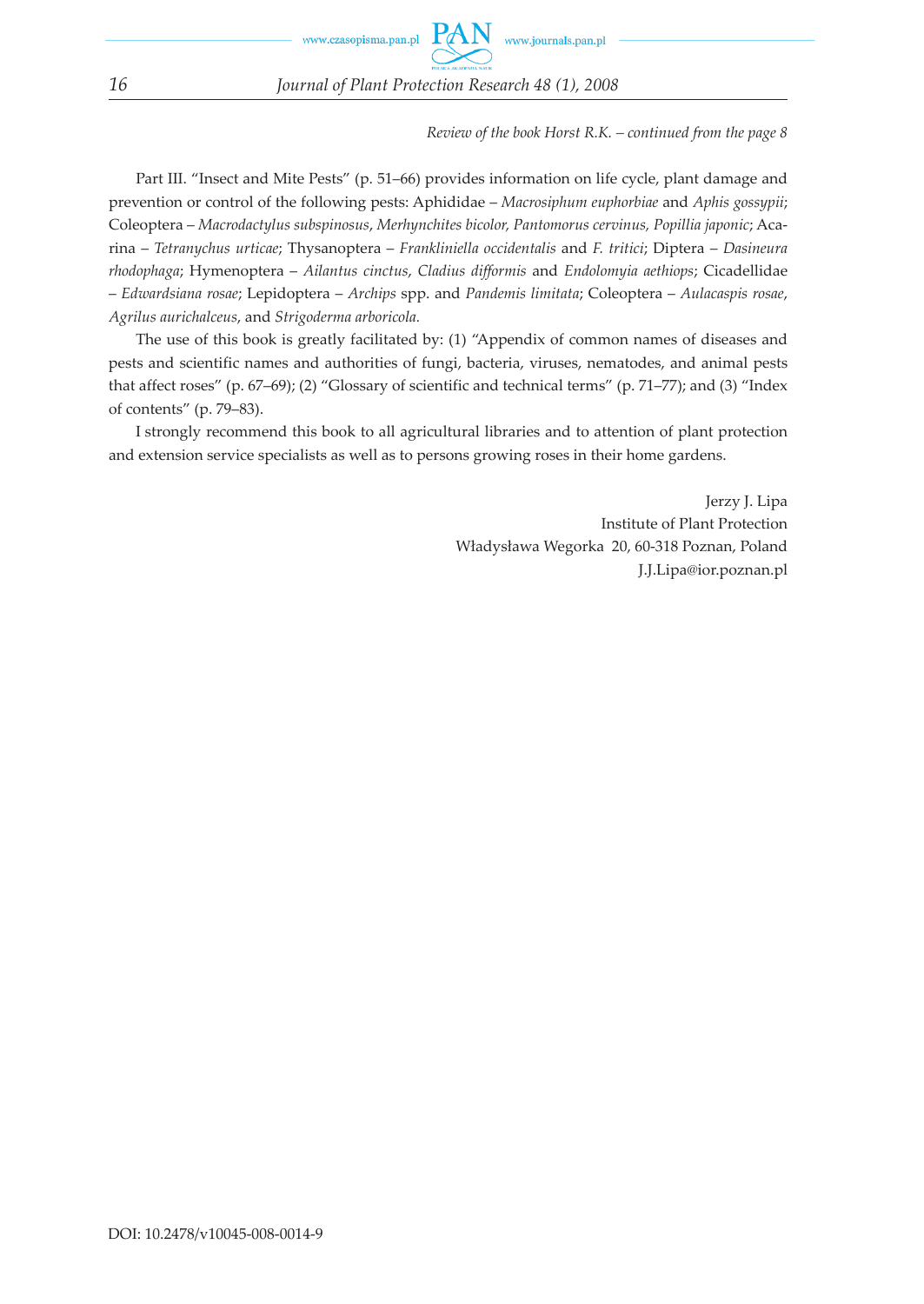*Review of the book Horst R.K. – continued from the page 8*

Part III. "Insect and Mite Pests" (p. 51–66) provides information on life cycle, plant damage and prevention or control of the following pests: Aphididae – *Macrosiphum euphorbiae* and *Aphis gossypii*; Coleoptera – *Macrodactylus subspinosus*, *Merhynchites bicolor, Pantomorus cervinus, Popillia japonic*; Acarina – *Tetranychus urticae*; Thysanoptera – *Frankliniella occidentalis* and *F. tritici*; Diptera – *Dasineura rhodophaga*; Hymenoptera – *Ailantus cinctus*, *Cladius difformis* and *Endolomyia aethiops*; Cicadellidae – *Edwardsiana rosae*; Lepidoptera – *Archips* spp. and *Pandemis limitata*; Coleoptera – *Aulacaspis rosae*, *Agrilus aurichalceus*, and *Strigoderma arboricola.*

The use of this book is greatly facilitated by: (1) "Appendix of common names of diseases and pests and scientific names and authorities of fungi, bacteria, viruses, nematodes, and animal pests that affect roses" (p. 67–69); (2) "Glossary of scientific and technical terms" (p. 71–77); and (3) "Index of contents" (p. 79–83).

I strongly recommend this book to all agricultural libraries and to attention of plant protection and extension service specialists as well as to persons growing roses in their home gardens.

Jerzy J. Lipa
Institute of Plant Protection
Władysława Wegorka 20, 60-318 Poznan, Poland
J.J.Lipa@ior.poznan.pl

DOI: 10.2478/v10045-008-0014-9